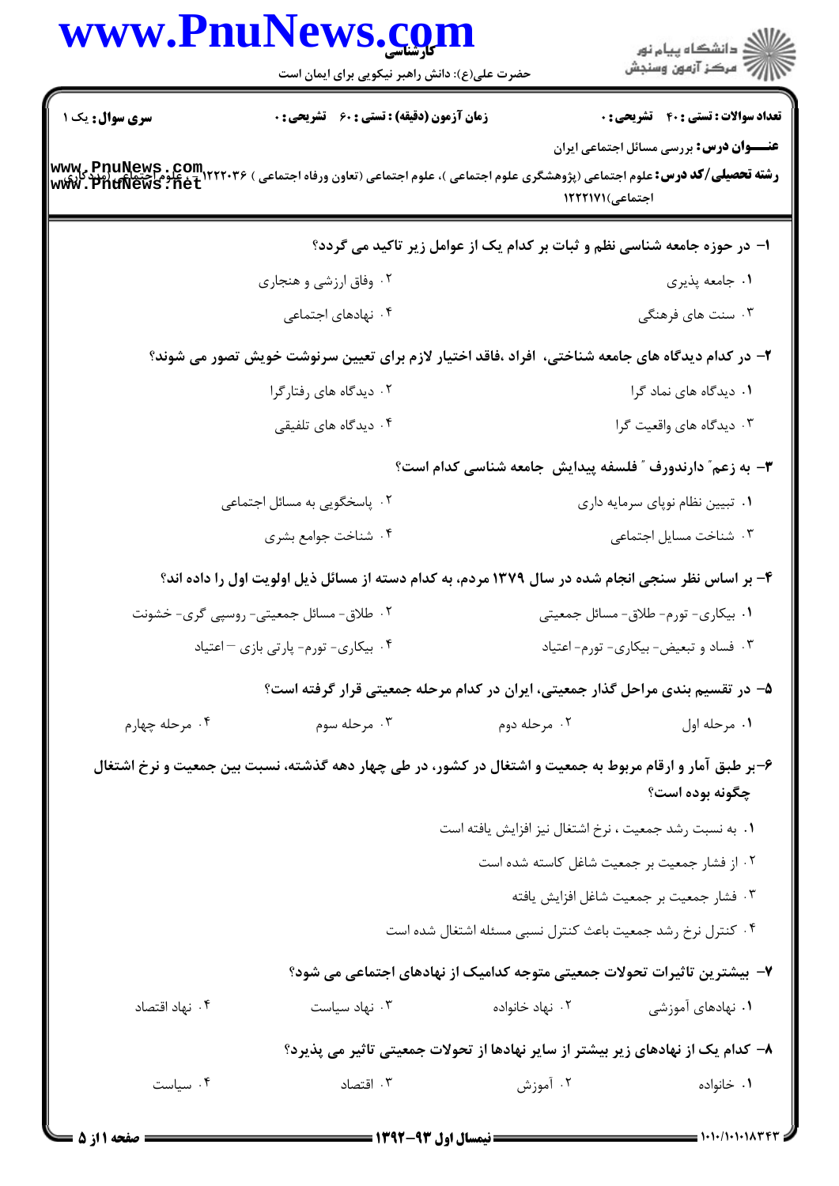**سری سوال:** یک ۱

**زمان آزمون (دقیقه) : تستی : ۶۰ تشریحی : ۰**

**تعداد سوالات : تستی : ۴۰ تشریحی : ۰**

**عنـــوان درس:** بررسی مسائل اجتماعی ایران

**رشته تحصیلی/کد درس:** علوم اجتماعی (پژوهشگری علوم اجتماعی )، علوم اجتماعی (تعاون ورفاه اجتماعی ) ۱۲۲۲۰۳۶ - علوم اجتماعی (مددکاری اجتماعی)۱۲۲۲۱۷۱

۱- در حوزه جامعه شناسی نظم و ثبات بر کدام یک از عوامل زیر تاکید می گردد؟

۱. جامعه پذیری
۲. وفاق ارزشی و هنجاری
۳. سنت های فرهنگی
۴. نهادهای اجتماعی

۲- در کدام دیدگاه های جامعه شناختی، افراد ،فاقد اختیار لازم برای تعیین سرنوشت خویش تصور می شوند؟

۱. دیدگاه های نماد گرا
۲. دیدگاه های رفتارگرا
۳. دیدگاه های واقعیت گرا
۴. دیدگاه های تلفیقی

۳- به زعم" دارندورف " فلسفه پیدایش جامعه شناسی کدام است؟

۱. تبیین نظام نوپای سرمایه داری
۲. پاسخگویی به مسائل اجتماعی
۳. شناخت مسایل اجتماعی
۴. شناخت جوامع بشری

۴- بر اساس نظر سنجی انجام شده در سال ۱۳۷۹ مردم، به کدام دسته از مسائل ذیل اولویت اول را داده اند؟

۱. بیکاری- تورم- طلاق- مسائل جمعیتی
۲. طلاق- مسائل جمعیتی- روسپی گری- خشونت
۳. فساد و تبعیض- بیکاری- تورم- اعتیاد
۴. بیکاری- تورم- پارتی بازی – اعتیاد

۵- در تقسیم بندی مراحل گذار جمعیتی، ایران در کدام مرحله جمعیتی قرار گرفته است؟

۱. مرحله اول
۲. مرحله دوم
۳. مرحله سوم
۴. مرحله چهارم

۶-بر طبق آمار و ارقام مربوط به جمعیت و اشتغال در کشور، در طی چهار دهه گذشته، نسبت بین جمعیت و نرخ اشتغال چگونه بوده است؟

۱. به نسبت رشد جمعیت ، نرخ اشتغال نیز افزایش یافته است
۲. از فشار جمعیت بر جمعیت شاغل کاسته شده است
۳. فشار جمعیت بر جمعیت شاغل افزایش یافته
۴. کنترل نرخ رشد جمعیت باعث کنترل نسبی مسئله اشتغال شده است

۷- بیشترین تاثیرات تحولات جمعیتی متوجه کدامیک از نهادهای اجتماعی می شود؟

۱. نهادهای آموزشی
۲. نهاد خانواده
۳. نهاد سیاست
۴. نهاد اقتصاد

۸- کدام یک از نهادهای زیر بیشتر از سایر نهادها از تحولات جمعیتی تاثیر می پذیرد؟

۱. خانواده
۲. آموزش
۳. اقتصاد
۴. سیاست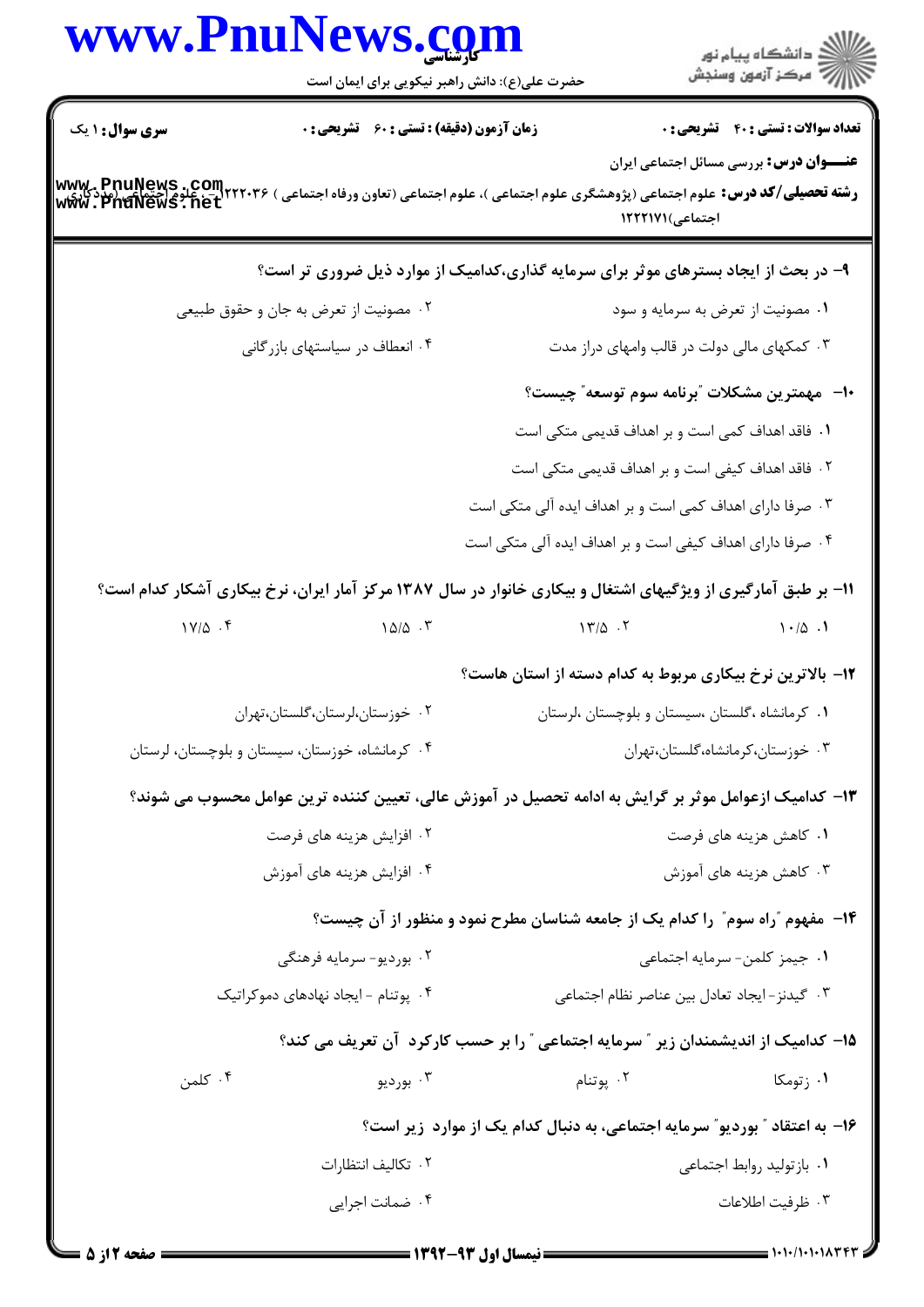**سری سوال:** ۱ یک

**زمان آزمون (دقیقه) : تستی : ۶۰ تشریحی : ۰**

**تعداد سوالات : تستی : ۴۰ تشریحی : ۰**

**عنـــوان درس:** بررسی مسائل اجتماعی ایران

**رشته تحصیلی/کد درس:** علوم اجتماعی (پژوهشگری علوم اجتماعی )، علوم اجتماعی (تعاون ورفاه اجتماعی ) ۱۲۲۲۰۳۶ - ، علوم اجتماعی (مددکاری اجتماعی)۱۲۲۲۱۷۱

**۹- در بحث از ایجاد بسترهای موثر برای سرمایه گذاری،کدامیک از موارد ذیل ضروری تر است؟**

۱. مصونیت از تعرض به سرمایه و سود

۲. مصونیت از تعرض به جان و حقوق طبیعی

۳. کمکهای مالی دولت در قالب وامهای دراز مدت

۴. انعطاف در سیاستهای بازرگانی

**۱۰- مهمترین مشکلات "برنامه سوم توسعه" چیست؟**

۱. فاقد اهداف کمی است و بر اهداف قدیمی متکی است

۲. فاقد اهداف کیفی است و بر اهداف قدیمی متکی است

۳. صرفا دارای اهداف کمی است و بر اهداف ایده آلی متکی است

۴. صرفا دارای اهداف کیفی است و بر اهداف ایده آلی متکی است

**۱۱- بر طبق آمارگیری از ویژگیهای اشتغال و بیکاری خانوار در سال ۱۳۸۷ مرکز آمار ایران، نرخ بیکاری آشکار کدام است؟**

۱. ۱۰/۵

۲. ۱۳/۵

۳. ۱۵/۵

۴. ۱۷/۵

**۱۲- بالاترین نرخ بیکاری مربوط به کدام دسته از استان هاست؟**

۱. کرمانشاه ،گلستان ،سیستان و بلوچستان ،لرستان

۲. خوزستان،لرستان،گلستان،تهران

۳. خوزستان،کرمانشاه،گلستان،تهران

۴. کرمانشاه، خوزستان، سیستان و بلوچستان، لرستان

**۱۳- کدامیک ازعوامل موثر بر گرایش به ادامه تحصیل در آموزش عالی، تعیین کننده ترین عوامل محسوب می شوند؟**

۱. کاهش هزینه های فرصت

۲. افزایش هزینه های فرصت

۳. کاهش هزینه های آموزش

۴. افزایش هزینه های آموزش

**۱۴- مفهوم "راه سوم" را کدام یک از جامعه شناسان مطرح نمود و منظور از آن چیست؟**

۱. جیمز کلمن- سرمایه اجتماعی

۲. بوردیو- سرمایه فرهنگی

۳. گیدنز- ایجاد تعادل بین عناصر نظام اجتماعی

۴. پوتنام - ایجاد نهادهای دموکراتیک

**۱۵- کدامیک از اندیشمندان زیر " سرمایه اجتماعی " را بر حسب کارکرد آن تعریف می کند؟**

۱. زتومکا

۲. پوتنام

۳. بوردیو

۴. کلمن

**۱۶- به اعتقاد " بوردیو" سرمایه اجتماعی، به دنبال کدام یک از موارد زیر است؟**

۱. بازتولید روابط اجتماعی

۲. تکالیف انتظارات

۳. ظرفیت اطلاعات

۴. ضمانت اجرایی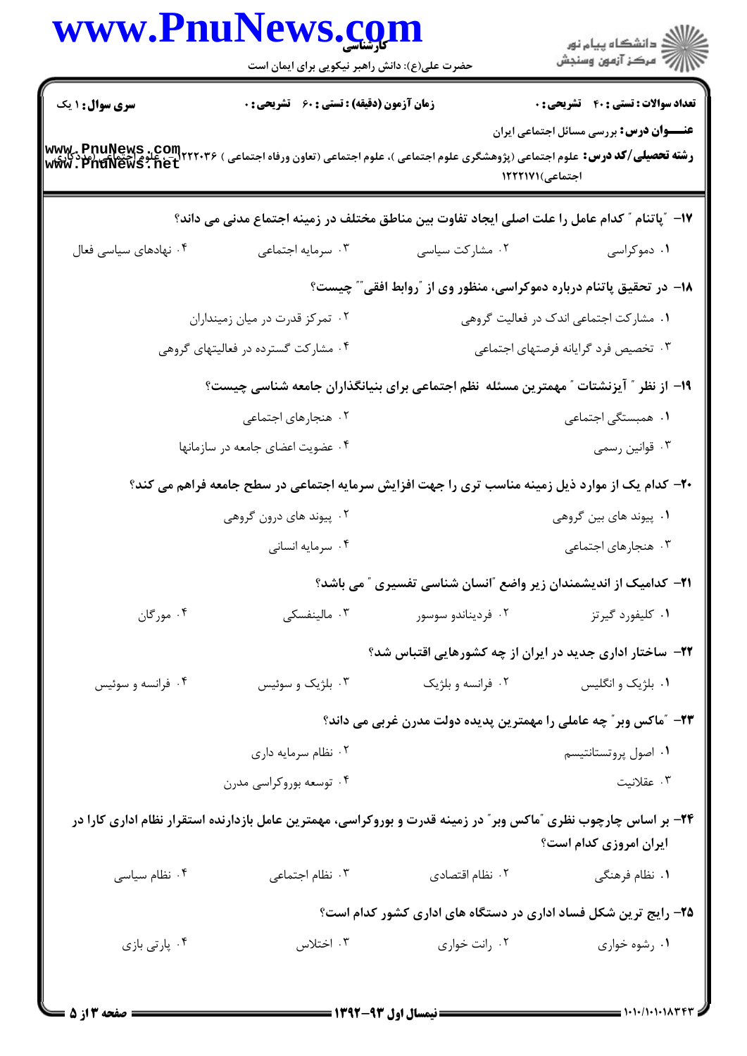سری سوال: ۱ یک | زمان آزمون (دقیقه) : تستی : ۶۰ تشریحی : ۰ | تعداد سوالات : تستی : ۴۰ تشریحی : ۰

**عنـــوان درس:** بررسی مسائل اجتماعی ایران

**رشته تحصیلی/کد درس:** علوم اجتماعی (پژوهشگری علوم اجتماعی )، علوم اجتماعی (تعاون ورفاه اجتماعی ) ۱۲۲۲۰۳۶ - ، علوم اجتماعی (مددکاری اجتماعی)۱۲۲۲۱۷۱

۱۷- "پاتنام " کدام عامل را علت اصلی ایجاد تفاوت بین مناطق مختلف در زمینه اجتماع مدنی می داند؟

۱. دموکراسی
۲. مشارکت سیاسی
۳. سرمایه اجتماعی
۴. نهادهای سیاسی فعال

۱۸- در تحقیق پاتنام درباره دموکراسی، منظور وی از "روابط افقی"" چیست؟

۱. مشارکت اجتماعی اندک در فعالیت گروهی
۲. تمرکز قدرت در میان زمینداران
۳. تخصیص فرد گرایانه فرصتهای اجتماعی
۴. مشارکت گسترده در فعالیتهای گروهی

۱۹- از نظر " آیزنشتات " مهمترین مسئله نظم اجتماعی برای بنیانگذاران جامعه شناسی چیست؟

۱. همبستگی اجتماعی
۲. هنجارهای اجتماعی
۳. قوانین رسمی
۴. عضویت اعضای جامعه در سازمانها

۲۰- کدام یک از موارد ذیل زمینه مناسب تری را جهت افزایش سرمایه اجتماعی در سطح جامعه فراهم می کند؟

۱. پیوند های بین گروهی
۲. پیوند های درون گروهی
۳. هنجارهای اجتماعی
۴. سرمایه انسانی

۲۱- کدامیک از اندیشمندان زیر واضع "انسان شناسی تفسیری " می باشد؟

۱. کلیفورد گیرتز
۲. فردیناندو سوسور
۳. مالینفسکی
۴. مورگان

۲۲- ساختار اداری جدید در ایران از چه کشورهایی اقتباس شد؟

۱. بلژیک و انگلیس
۲. فرانسه و بلژیک
۳. بلژیک و سوئیس
۴. فرانسه و سوئیس

۲۳- "ماکس وبر" چه عاملی را مهمترین پدیده دولت مدرن غربی می داند؟

۱. اصول پروتستانتیسم
۲. نظام سرمایه داری
۳. عقلانیت
۴. توسعه بوروکراسی مدرن

۲۴- بر اساس چارچوب نظری "ماکس وبر" در زمینه قدرت و بوروکراسی، مهمترین عامل بازدارنده استقرار نظام اداری کارا در ایران امروزی کدام است؟

۱. نظام فرهنگی
۲. نظام اقتصادی
۳. نظام اجتماعی
۴. نظام سیاسی

۲۵- رایج ترین شکل فساد اداری در دستگاه های اداری کشور کدام است؟

۱. رشوه خواری
۲. رانت خواری
۳. اختلاس
۴. پارتی بازی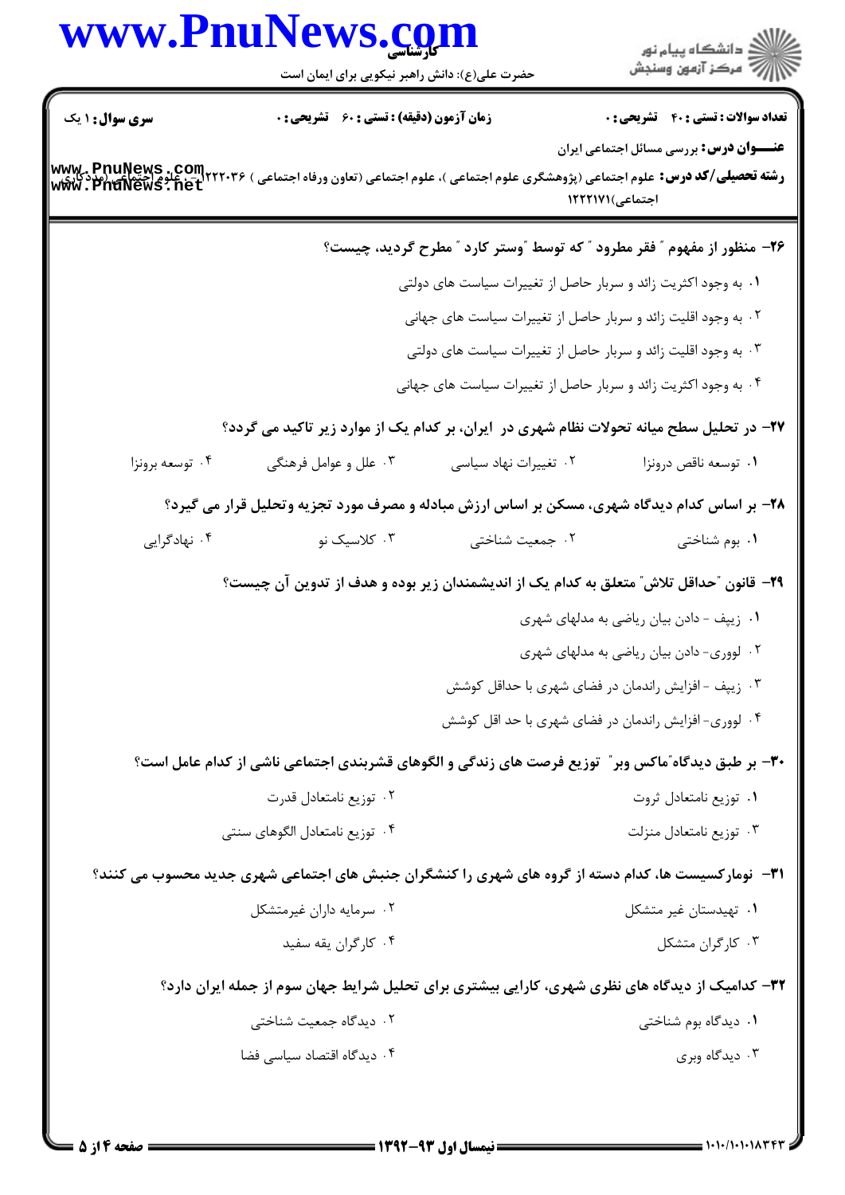سری سوال: ۱ یک

زمان آزمون (دقیقه) : تستی : ۶۰ تشریحی : ۰

تعداد سوالات : تستی : ۴۰ تشریحی : ۰

**عنـــوان درس:** بررسی مسائل اجتماعی ایران

**رشته تحصیلی/کد درس:** علوم اجتماعی (پژوهشگری علوم اجتماعی )، علوم اجتماعی (تعاون ورفاه اجتماعی ) ۱۲۲۲۰۳۶ - ، علوم اجتماعی (مددکاری اجتماعی)۱۲۲۲۱۷۱

**۲۶- منظور از مفهوم " فقر مطرود " که توسط "وستر کارد " مطرح گردید، چیست؟**

۱. به وجود اکثریت زائد و سربار حاصل از تغییرات سیاست های دولتی

۲. به وجود اقلیت زائد و سربار حاصل از تغییرات سیاست های جهانی

۳. به وجود اقلیت زائد و سربار حاصل از تغییرات سیاست های دولتی

۴. به وجود اکثریت زائد و سربار حاصل از تغییرات سیاست های جهانی

**۲۷- در تحلیل سطح میانه تحولات نظام شهری در ایران، بر کدام یک از موارد زیر تاکید می گردد؟**

۱. توسعه ناقص درونزا

۲. تغییرات نهاد سیاسی

۳. علل و عوامل فرهنگی

۴. توسعه برونزا

**۲۸- بر اساس کدام دیدگاه شهری، مسکن بر اساس ارزش مبادله و مصرف مورد تجزیه وتحلیل قرار می گیرد؟**

۱. بوم شناختی

۲. جمعیت شناختی

۳. کلاسیک نو

۴. نهادگرایی

**۲۹- قانون "حداقل تلاش" متعلق به کدام یک از اندیشمندان زیر بوده و هدف از تدوین آن چیست؟**

۱. زیپف - دادن بیان ریاضی به مدلهای شهری

۲. لووری- دادن بیان ریاضی به مدلهای شهری

۳. زیپف - افزایش راندمان در فضای شهری با حداقل کوشش

۴. لووری- افزایش راندمان در فضای شهری با حد اقل کوشش

**۳۰- بر طبق دیدگاه"ماکس وبر" توزیع فرصت های زندگی و الگوهای قشربندی اجتماعی ناشی از کدام عامل است؟**

۱. توزیع نامتعادل ثروت

۲. توزیع نامتعادل قدرت

۳. توزیع نامتعادل منزلت

۴. توزیع نامتعادل الگوهای سنتی

**۳۱- نومارکسیست ها، کدام دسته از گروه های شهری را کنشگران جنبش های اجتماعی شهری جدید محسوب می کنند؟**

۱. تهیدستان غیر متشکل

۲. سرمایه داران غیرمتشکل

۳. کارگران متشکل

۴. کارگران یقه سفید

**۳۲- کدامیک از دیدگاه های نظری شهری، کارایی بیشتری برای تحلیل شرایط جهان سوم از جمله ایران دارد؟**

۱. دیدگاه بوم شناختی

۲. دیدگاه جمعیت شناختی

۳. دیدگاه وبری

۴. دیدگاه اقتصاد سیاسی فضا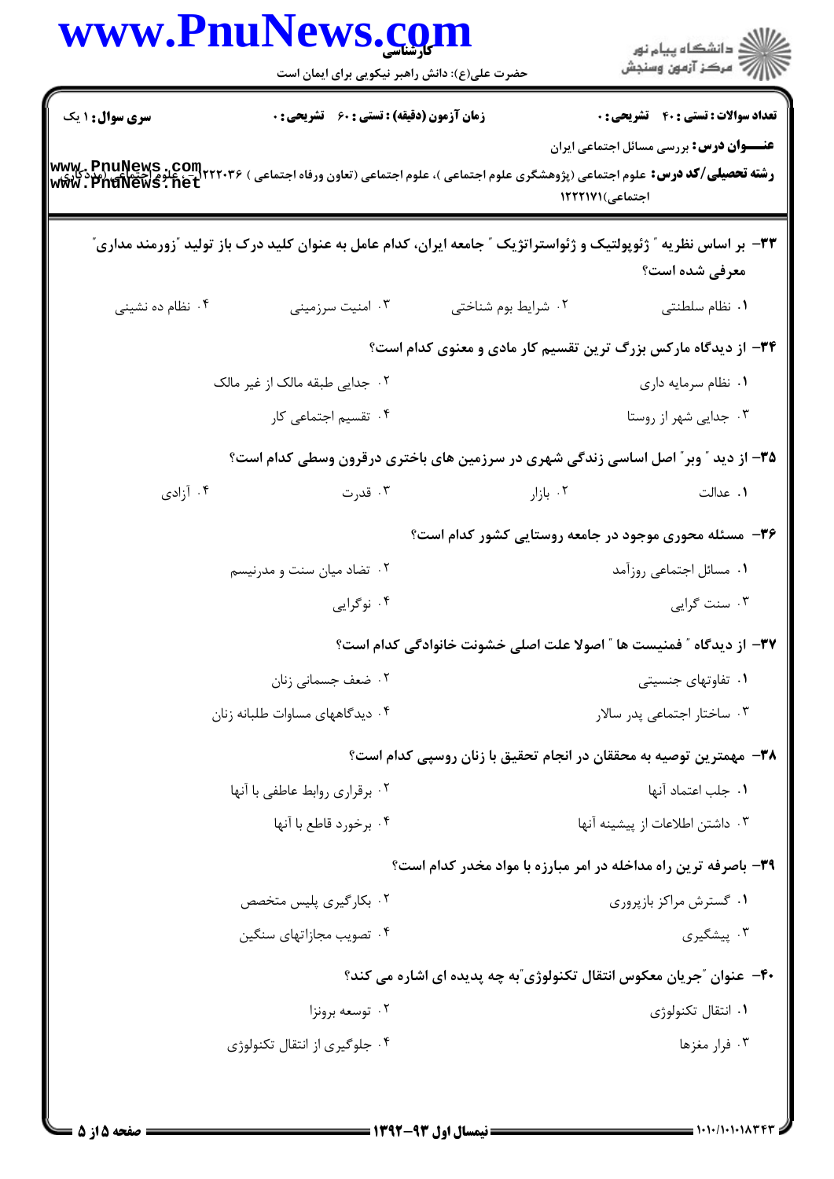۳۳- بر اساس نظریه " ژئوپولتیک و ژئواستراتژیک " جامعه ایران، کدام عامل به عنوان کلید درک باز تولید "زورمند مداری" معرفی شده است؟

۱. نظام سلطنتی
۲. شرایط بوم شناختی
۳. امنیت سرزمینی
۴. نظام ده نشینی

۳۴- از دیدگاه مارکس بزرگ ترین تقسیم کار مادی و معنوی کدام است؟

۱. نظام سرمایه داری
۲. جدایی طبقه مالک از غیر مالک
۳. جدایی شهر از روستا
۴. تقسیم اجتماعی کار

۳۵- از دید " وبر" اصل اساسی زندگی شهری در سرزمین های باختری درقرون وسطی کدام است؟

۱. عدالت
۲. بازار
۳. قدرت
۴. آزادی

۳۶- مسئله محوری موجود در جامعه روستایی کشور کدام است؟

۱. مسائل اجتماعی روزآمد
۲. تضاد میان سنت و مدرنیسم
۳. سنت گرایی
۴. نوگرایی

۳۷- از دیدگاه " فمنیست ها " اصولا علت اصلی خشونت خانوادگی کدام است؟

۱. تفاوتهای جنسیتی
۲. ضعف جسمانی زنان
۳. ساختار اجتماعی پدر سالار
۴. دیدگاههای مساوات طلبانه زنان

۳۸- مهمترین توصیه به محققان در انجام تحقیق با زنان روسپی کدام است؟

۱. جلب اعتماد آنها
۲. برقراری روابط عاطفی با آنها
۳. داشتن اطلاعات از پیشینه آنها
۴. برخورد قاطع با آنها

۳۹- باصرفه ترین راه مداخله در امر مبارزه با مواد مخدر کدام است؟

۱. گسترش مراکز بازپروری
۲. بکارگیری پلیس متخصص
۳. پیشگیری
۴. تصویب مجازاتهای سنگین

۴۰- عنوان "جریان معکوس انتقال تکنولوژی"به چه پدیده ای اشاره می کند؟

۱. انتقال تکنولوژی
۲. توسعه برونزا
۳. فرار مغزها
۴. جلوگیری از انتقال تکنولوژی